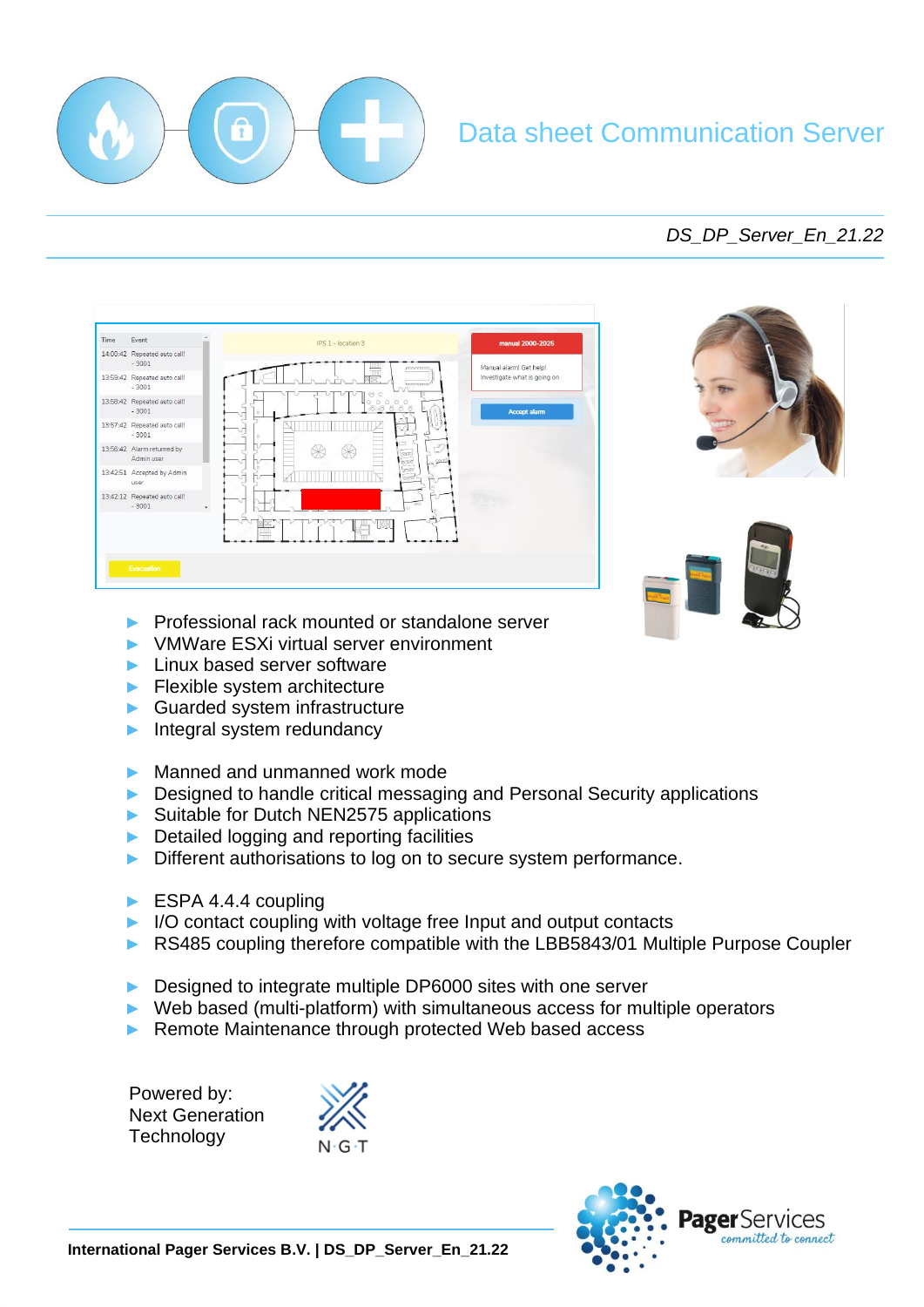# Data sheet Communication Server

*DS_DP_Server_En_21.22*

- Professional rack mounted or standalone server
- VMWare ESXi virtual server environment
- Linux based server software
- Flexible system architecture
- Guarded system infrastructure
- Integral system redundancy

- Manned and unmanned work mode
- Designed to handle critical messaging and Personal Security applications
- Suitable for Dutch NEN2575 applications
- Detailed logging and reporting facilities
- Different authorisations to log on to secure system performance.

- ESPA 4.4.4 coupling
- I/O contact coupling with voltage free Input and output contacts
- RS485 coupling therefore compatible with the LBB5843/01 Multiple Purpose Coupler

- Designed to integrate multiple DP6000 sites with one server
- Web based (multi-platform) with simultaneous access for multiple operators
- Remote Maintenance through protected Web based access

Powered by:
Next Generation
Technology

N·G·T

**International Pager Services B.V. | DS_DP_Server_En_21.22**

PagerServices *committed to connect*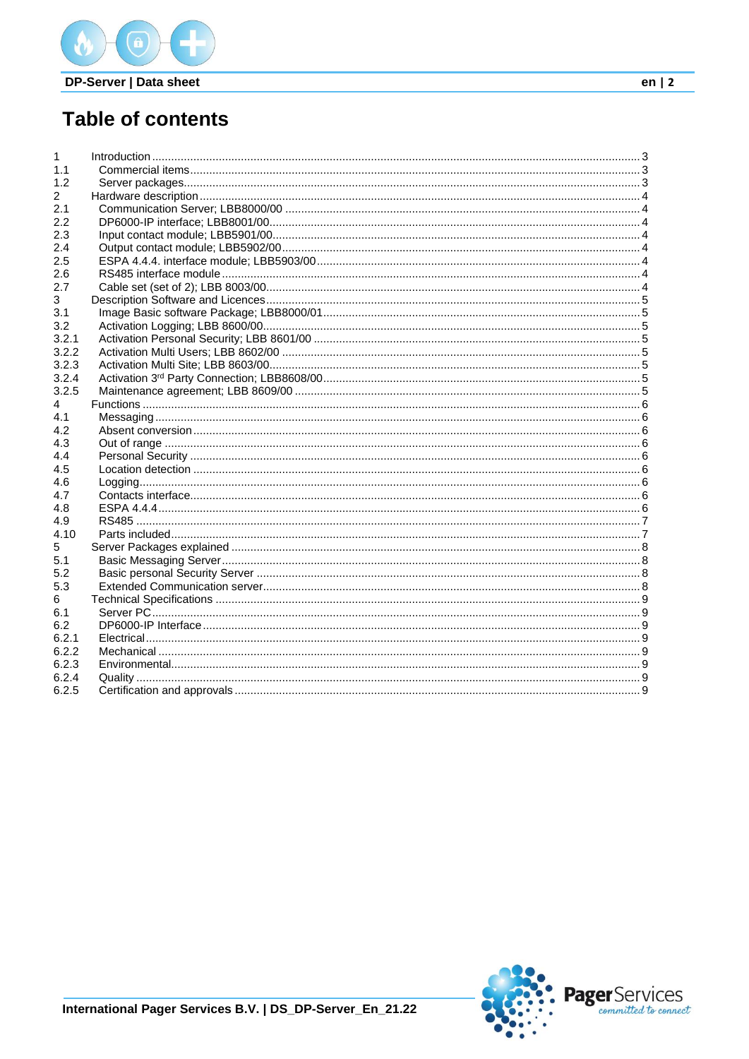# Table of contents

1 Introduction ... 3
1.1 Commercial items ... 3
1.2 Server packages ... 3
2 Hardware description ... 4
2.1 Communication Server; LBB8000/00 ... 4
2.2 DP6000-IP interface; LBB8001/00 ... 4
2.3 Input contact module; LBB5901/00 ... 4
2.4 Output contact module; LBB5902/00 ... 4
2.5 ESPA 4.4.4. interface module; LBB5903/00 ... 4
2.6 RS485 interface module ... 4
2.7 Cable set (set of 2); LBB 8003/00 ... 4
3 Description Software and Licences ... 5
3.1 Image Basic software Package; LBB8000/01 ... 5
3.2 Activation Logging; LBB 8600/00 ... 5
3.2.1 Activation Personal Security; LBB 8601/00 ... 5
3.2.2 Activation Multi Users; LBB 8602/00 ... 5
3.2.3 Activation Multi Site; LBB 8603/00 ... 5
3.2.4 Activation 3rd Party Connection; LBB8608/00 ... 5
3.2.5 Maintenance agreement; LBB 8609/00 ... 5
4 Functions ... 6
4.1 Messaging ... 6
4.2 Absent conversion ... 6
4.3 Out of range ... 6
4.4 Personal Security ... 6
4.5 Location detection ... 6
4.6 Logging ... 6
4.7 Contacts interface ... 6
4.8 ESPA 4.4.4 ... 6
4.9 RS485 ... 7
4.10 Parts included ... 7
5 Server Packages explained ... 8
5.1 Basic Messaging Server ... 8
5.2 Basic personal Security Server ... 8
5.3 Extended Communication server ... 8
6 Technical Specifications ... 9
6.1 Server PC ... 9
6.2 DP6000-IP Interface ... 9
6.2.1 Electrical ... 9
6.2.2 Mechanical ... 9
6.2.3 Environmental ... 9
6.2.4 Quality ... 9
6.2.5 Certification and approvals ... 9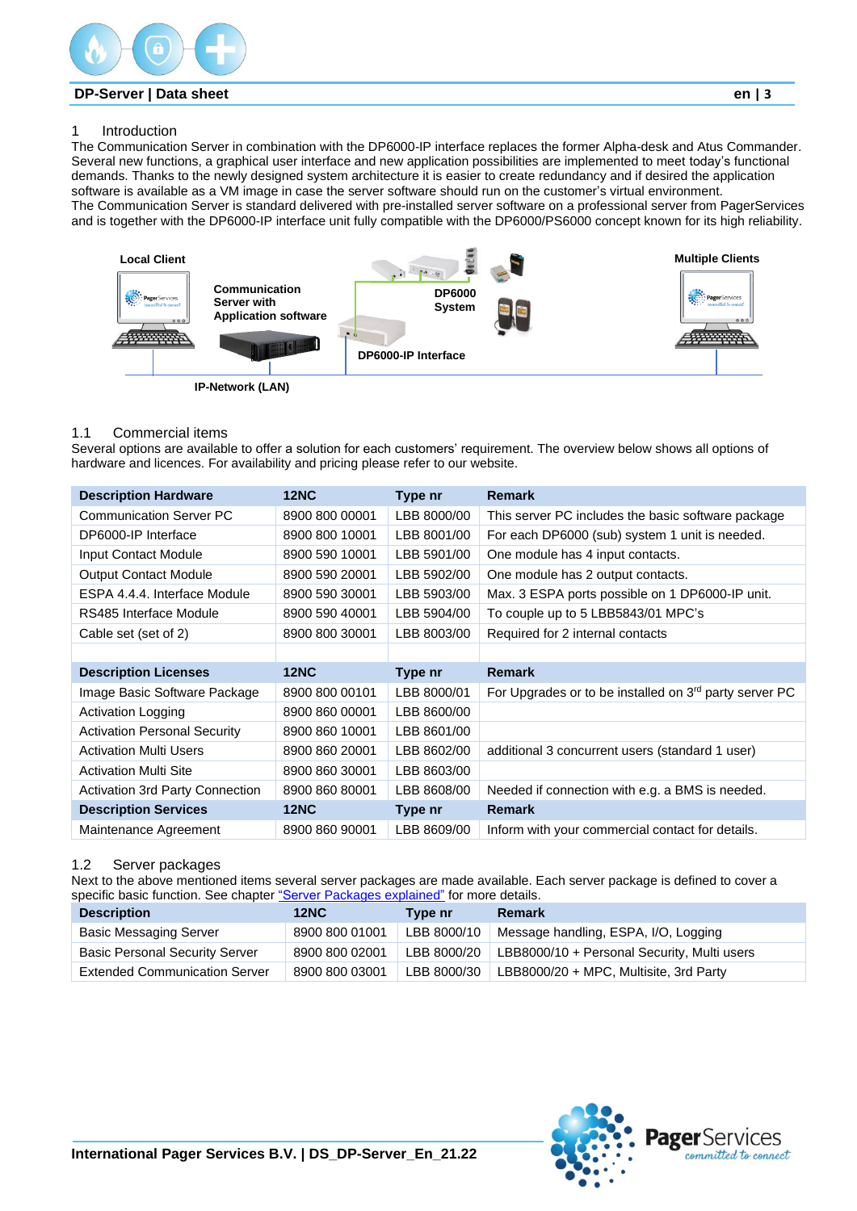# 1 Introduction

The Communication Server in combination with the DP6000-IP interface replaces the former Alpha-desk and Atus Commander. Several new functions, a graphical user interface and new application possibilities are implemented to meet today's functional demands. Thanks to the newly designed system architecture it is easier to create redundancy and if desired the application software is available as a VM image in case the server software should run on the customer's virtual environment.
The Communication Server is standard delivered with pre-installed server software on a professional server from PagerServices and is together with the DP6000-IP interface unit fully compatible with the DP6000/PS6000 concept known for its high reliability.

Local Client

Communication Server with Application software

DP6000 System

DP6000-IP Interface

Multiple Clients

IP-Network (LAN)

## 1.1 Commercial items

Several options are available to offer a solution for each customers' requirement. The overview below shows all options of hardware and licences. For availability and pricing please refer to our website.

| Description Hardware | 12NC | Type nr | Remark |
|---|---|---|---|
| Communication Server PC | 8900 800 00001 | LBB 8000/00 | This server PC includes the basic software package |
| DP6000-IP Interface | 8900 800 10001 | LBB 8001/00 | For each DP6000 (sub) system 1 unit is needed. |
| Input Contact Module | 8900 590 10001 | LBB 5901/00 | One module has 4 input contacts. |
| Output Contact Module | 8900 590 20001 | LBB 5902/00 | One module has 2 output contacts. |
| ESPA 4.4.4. Interface Module | 8900 590 30001 | LBB 5903/00 | Max. 3 ESPA ports possible on 1 DP6000-IP unit. |
| RS485 Interface Module | 8900 590 40001 | LBB 5904/00 | To couple up to 5 LBB5843/01 MPC's |
| Cable set (set of 2) | 8900 800 30001 | LBB 8003/00 | Required for 2 internal contacts |
| | | | |
| **Description Licenses** | **12NC** | **Type nr** | **Remark** |
| Image Basic Software Package | 8900 800 00101 | LBB 8000/01 | For Upgrades or to be installed on 3rd party server PC |
| Activation Logging | 8900 860 00001 | LBB 8600/00 | |
| Activation Personal Security | 8900 860 10001 | LBB 8601/00 | |
| Activation Multi Users | 8900 860 20001 | LBB 8602/00 | additional 3 concurrent users (standard 1 user) |
| Activation Multi Site | 8900 860 30001 | LBB 8603/00 | |
| Activation 3rd Party Connection | 8900 860 80001 | LBB 8608/00 | Needed if connection with e.g. a BMS is needed. |
| **Description Services** | **12NC** | **Type nr** | **Remark** |
| Maintenance Agreement | 8900 860 90001 | LBB 8609/00 | Inform with your commercial contact for details. |

## 1.2 Server packages

Next to the above mentioned items several server packages are made available. Each server package is defined to cover a specific basic function. See chapter "Server Packages explained" for more details.

| Description | 12NC | Type nr | Remark |
|---|---|---|---|
| Basic Messaging Server | 8900 800 01001 | LBB 8000/10 | Message handling, ESPA, I/O, Logging |
| Basic Personal Security Server | 8900 800 02001 | LBB 8000/20 | LBB8000/10 + Personal Security, Multi users |
| Extended Communication Server | 8900 800 03001 | LBB 8000/30 | LBB8000/20 + MPC, Multisite, 3rd Party |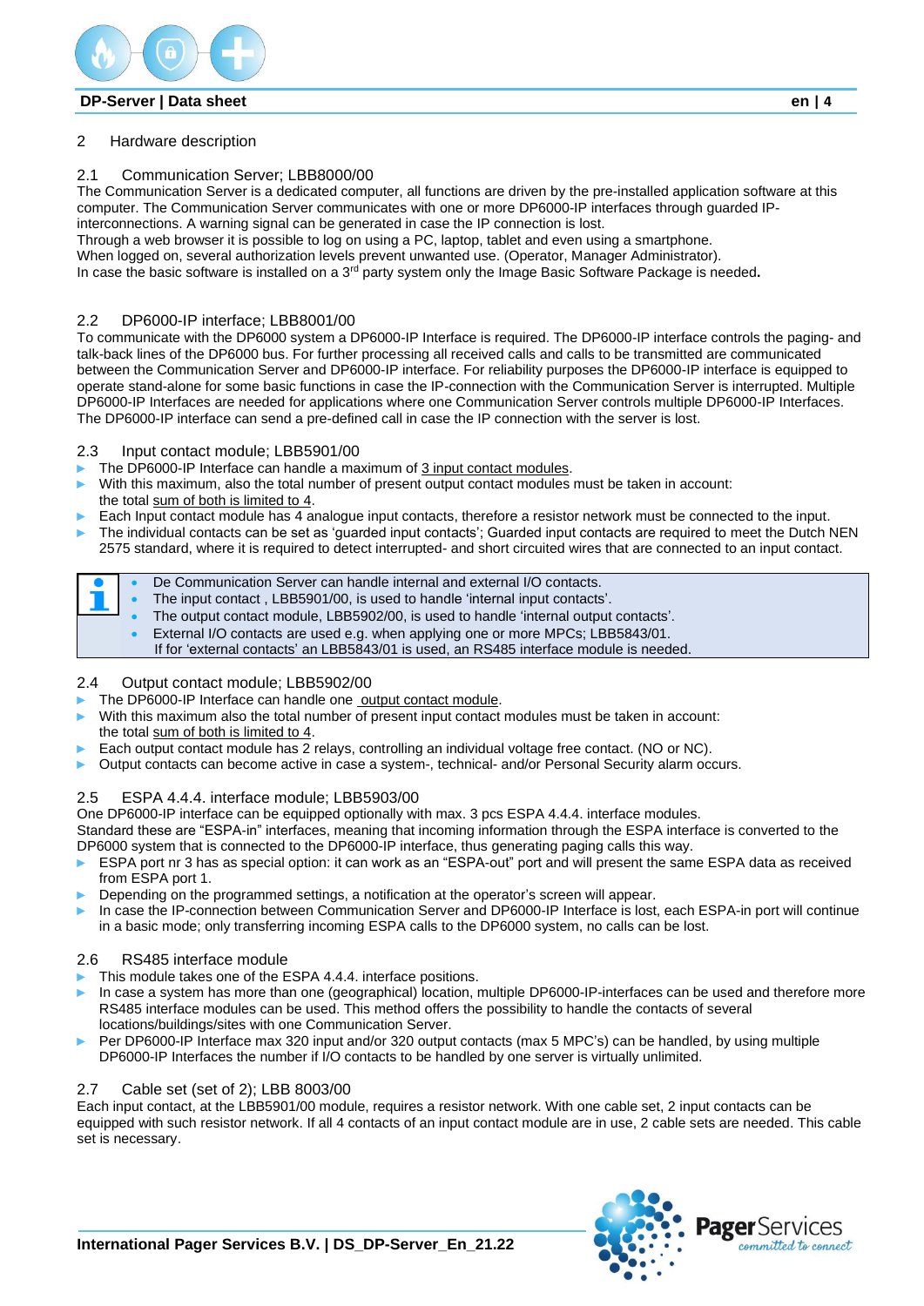## 2 Hardware description

### 2.1 Communication Server; LBB8000/00

The Communication Server is a dedicated computer, all functions are driven by the pre-installed application software at this computer. The Communication Server communicates with one or more DP6000-IP interfaces through guarded IP-interconnections. A warning signal can be generated in case the IP connection is lost.
Through a web browser it is possible to log on using a PC, laptop, tablet and even using a smartphone.
When logged on, several authorization levels prevent unwanted use. (Operator, Manager Administrator).
In case the basic software is installed on a 3rd party system only the Image Basic Software Package is needed**.**

### 2.2 DP6000-IP interface; LBB8001/00

To communicate with the DP6000 system a DP6000-IP Interface is required. The DP6000-IP interface controls the paging- and talk-back lines of the DP6000 bus. For further processing all received calls and calls to be transmitted are communicated between the Communication Server and DP6000-IP interface. For reliability purposes the DP6000-IP interface is equipped to operate stand-alone for some basic functions in case the IP-connection with the Communication Server is interrupted. Multiple DP6000-IP Interfaces are needed for applications where one Communication Server controls multiple DP6000-IP Interfaces. The DP6000-IP interface can send a pre-defined call in case the IP connection with the server is lost.

### 2.3 Input contact module; LBB5901/00

- The DP6000-IP Interface can handle a maximum of 3 input contact modules.
- With this maximum, also the total number of present output contact modules must be taken in account: the total sum of both is limited to 4.
- Each Input contact module has 4 analogue input contacts, therefore a resistor network must be connected to the input.
- The individual contacts can be set as 'guarded input contacts'; Guarded input contacts are required to meet the Dutch NEN 2575 standard, where it is required to detect interrupted- and short circuited wires that are connected to an input contact.

> - De Communication Server can handle internal and external I/O contacts.
> - The input contact , LBB5901/00, is used to handle 'internal input contacts'.
> - The output contact module, LBB5902/00, is used to handle 'internal output contacts'.
> - External I/O contacts are used e.g. when applying one or more MPCs; LBB5843/01.
>   If for 'external contacts' an LBB5843/01 is used, an RS485 interface module is needed.

### 2.4 Output contact module; LBB5902/00

- The DP6000-IP Interface can handle one output contact module.
- With this maximum also the total number of present input contact modules must be taken in account: the total sum of both is limited to 4.
- Each output contact module has 2 relays, controlling an individual voltage free contact. (NO or NC).
- Output contacts can become active in case a system-, technical- and/or Personal Security alarm occurs.

### 2.5 ESPA 4.4.4. interface module; LBB5903/00

One DP6000-IP interface can be equipped optionally with max. 3 pcs ESPA 4.4.4. interface modules.
Standard these are "ESPA-in" interfaces, meaning that incoming information through the ESPA interface is converted to the DP6000 system that is connected to the DP6000-IP interface, thus generating paging calls this way.

- ESPA port nr 3 has as special option: it can work as an "ESPA-out" port and will present the same ESPA data as received from ESPA port 1.
- Depending on the programmed settings, a notification at the operator's screen will appear.
- In case the IP-connection between Communication Server and DP6000-IP Interface is lost, each ESPA-in port will continue in a basic mode; only transferring incoming ESPA calls to the DP6000 system, no calls can be lost.

### 2.6 RS485 interface module

- This module takes one of the ESPA 4.4.4. interface positions.
- In case a system has more than one (geographical) location, multiple DP6000-IP-interfaces can be used and therefore more RS485 interface modules can be used. This method offers the possibility to handle the contacts of several locations/buildings/sites with one Communication Server.
- Per DP6000-IP Interface max 320 input and/or 320 output contacts (max 5 MPC's) can be handled, by using multiple DP6000-IP Interfaces the number if I/O contacts to be handled by one server is virtually unlimited.

### 2.7 Cable set (set of 2); LBB 8003/00

Each input contact, at the LBB5901/00 module, requires a resistor network. With one cable set, 2 input contacts can be equipped with such resistor network. If all 4 contacts of an input contact module are in use, 2 cable sets are needed. This cable set is necessary.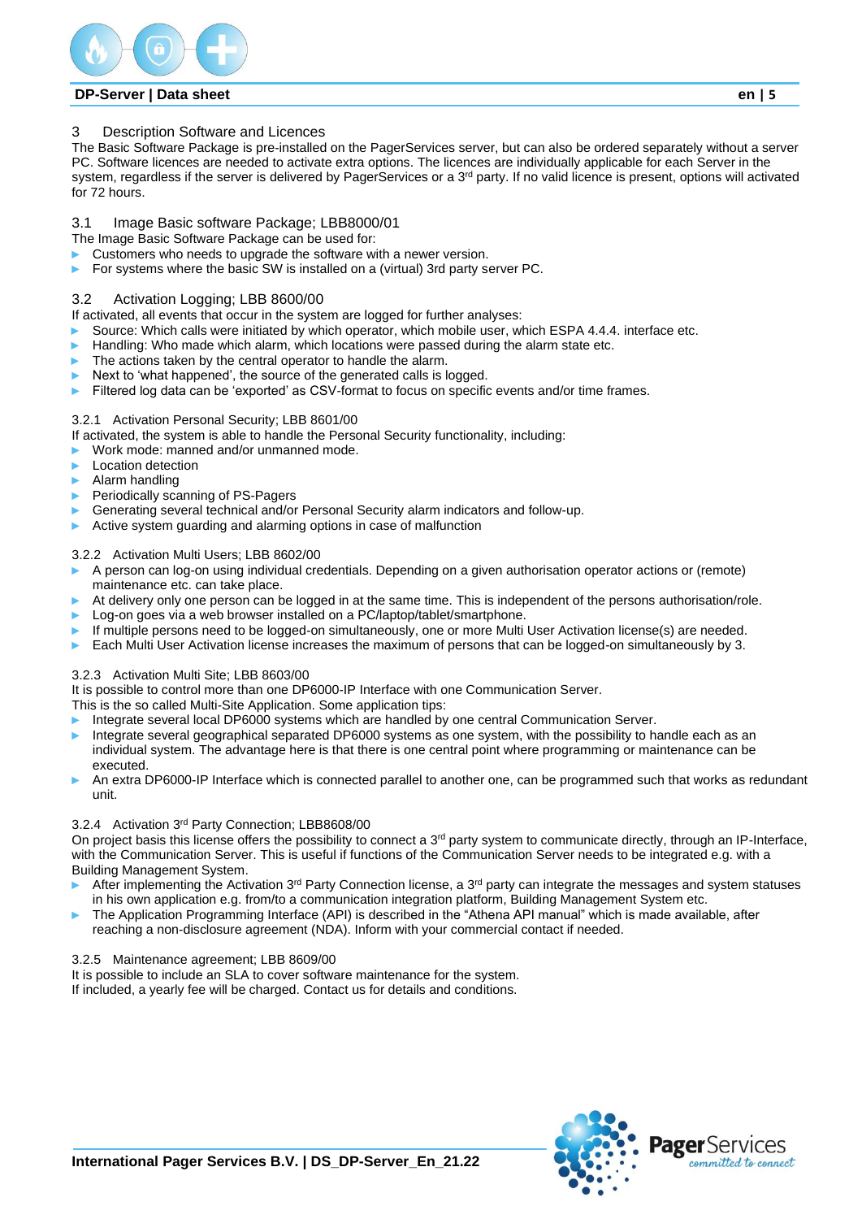## 3 Description Software and Licences

The Basic Software Package is pre-installed on the PagerServices server, but can also be ordered separately without a server PC. Software licences are needed to activate extra options. The licences are individually applicable for each Server in the system, regardless if the server is delivered by PagerServices or a 3rd party. If no valid licence is present, options will activated for 72 hours.

### 3.1 Image Basic software Package; LBB8000/01

The Image Basic Software Package can be used for:

- Customers who needs to upgrade the software with a newer version.
- For systems where the basic SW is installed on a (virtual) 3rd party server PC.

### 3.2 Activation Logging; LBB 8600/00

If activated, all events that occur in the system are logged for further analyses:

- Source: Which calls were initiated by which operator, which mobile user, which ESPA 4.4.4. interface etc.
- Handling: Who made which alarm, which locations were passed during the alarm state etc.
- The actions taken by the central operator to handle the alarm.
- Next to 'what happened', the source of the generated calls is logged.
- Filtered log data can be 'exported' as CSV-format to focus on specific events and/or time frames.

#### 3.2.1 Activation Personal Security; LBB 8601/00

If activated, the system is able to handle the Personal Security functionality, including:

- Work mode: manned and/or unmanned mode.
- Location detection
- Alarm handling
- Periodically scanning of PS-Pagers
- Generating several technical and/or Personal Security alarm indicators and follow-up.
- Active system guarding and alarming options in case of malfunction

#### 3.2.2 Activation Multi Users; LBB 8602/00

- A person can log-on using individual credentials. Depending on a given authorisation operator actions or (remote) maintenance etc. can take place.
- At delivery only one person can be logged in at the same time. This is independent of the persons authorisation/role.
- Log-on goes via a web browser installed on a PC/laptop/tablet/smartphone.
- If multiple persons need to be logged-on simultaneously, one or more Multi User Activation license(s) are needed.
- Each Multi User Activation license increases the maximum of persons that can be logged-on simultaneously by 3.

#### 3.2.3 Activation Multi Site; LBB 8603/00

It is possible to control more than one DP6000-IP Interface with one Communication Server.
This is the so called Multi-Site Application. Some application tips:

- Integrate several local DP6000 systems which are handled by one central Communication Server.
- Integrate several geographical separated DP6000 systems as one system, with the possibility to handle each as an individual system. The advantage here is that there is one central point where programming or maintenance can be executed.
- An extra DP6000-IP Interface which is connected parallel to another one, can be programmed such that works as redundant unit.

#### 3.2.4 Activation 3rd Party Connection; LBB8608/00

On project basis this license offers the possibility to connect a 3rd party system to communicate directly, through an IP-Interface, with the Communication Server. This is useful if functions of the Communication Server needs to be integrated e.g. with a Building Management System.

- After implementing the Activation 3rd Party Connection license, a 3rd party can integrate the messages and system statuses in his own application e.g. from/to a communication integration platform, Building Management System etc.
- The Application Programming Interface (API) is described in the "Athena API manual" which is made available, after reaching a non-disclosure agreement (NDA). Inform with your commercial contact if needed.

#### 3.2.5 Maintenance agreement; LBB 8609/00

It is possible to include an SLA to cover software maintenance for the system.
If included, a yearly fee will be charged. Contact us for details and conditions.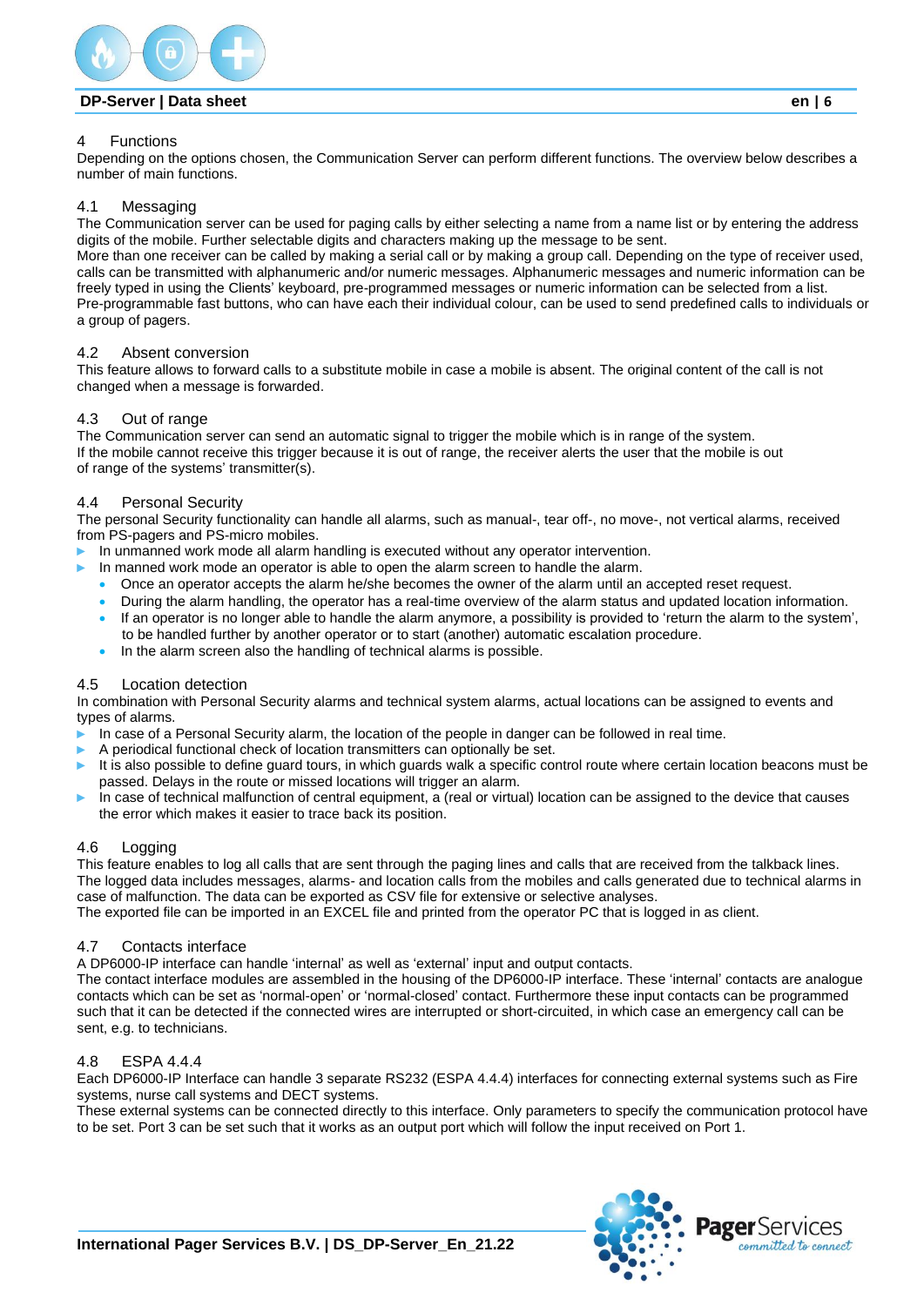## 4 Functions

Depending on the options chosen, the Communication Server can perform different functions. The overview below describes a number of main functions.

### 4.1 Messaging

The Communication server can be used for paging calls by either selecting a name from a name list or by entering the address digits of the mobile. Further selectable digits and characters making up the message to be sent.
More than one receiver can be called by making a serial call or by making a group call. Depending on the type of receiver used, calls can be transmitted with alphanumeric and/or numeric messages. Alphanumeric messages and numeric information can be freely typed in using the Clients' keyboard, pre-programmed messages or numeric information can be selected from a list.
Pre-programmable fast buttons, who can have each their individual colour, can be used to send predefined calls to individuals or a group of pagers.

### 4.2 Absent conversion

This feature allows to forward calls to a substitute mobile in case a mobile is absent. The original content of the call is not changed when a message is forwarded.

### 4.3 Out of range

The Communication server can send an automatic signal to trigger the mobile which is in range of the system.
If the mobile cannot receive this trigger because it is out of range, the receiver alerts the user that the mobile is out of range of the systems' transmitter(s).

### 4.4 Personal Security

The personal Security functionality can handle all alarms, such as manual-, tear off-, no move-, not vertical alarms, received from PS-pagers and PS-micro mobiles.

- In unmanned work mode all alarm handling is executed without any operator intervention.
- In manned work mode an operator is able to open the alarm screen to handle the alarm.
  - Once an operator accepts the alarm he/she becomes the owner of the alarm until an accepted reset request.
  - During the alarm handling, the operator has a real-time overview of the alarm status and updated location information.
  - If an operator is no longer able to handle the alarm anymore, a possibility is provided to 'return the alarm to the system', to be handled further by another operator or to start (another) automatic escalation procedure.
  - In the alarm screen also the handling of technical alarms is possible.

### 4.5 Location detection

In combination with Personal Security alarms and technical system alarms, actual locations can be assigned to events and types of alarms.

- In case of a Personal Security alarm, the location of the people in danger can be followed in real time.
- A periodical functional check of location transmitters can optionally be set.
- It is also possible to define guard tours, in which guards walk a specific control route where certain location beacons must be passed. Delays in the route or missed locations will trigger an alarm.
- In case of technical malfunction of central equipment, a (real or virtual) location can be assigned to the device that causes the error which makes it easier to trace back its position.

### 4.6 Logging

This feature enables to log all calls that are sent through the paging lines and calls that are received from the talkback lines. The logged data includes messages, alarms- and location calls from the mobiles and calls generated due to technical alarms in case of malfunction. The data can be exported as CSV file for extensive or selective analyses.
The exported file can be imported in an EXCEL file and printed from the operator PC that is logged in as client.

### 4.7 Contacts interface

A DP6000-IP interface can handle 'internal' as well as 'external' input and output contacts.
The contact interface modules are assembled in the housing of the DP6000-IP interface. These 'internal' contacts are analogue contacts which can be set as 'normal-open' or 'normal-closed' contact. Furthermore these input contacts can be programmed such that it can be detected if the connected wires are interrupted or short-circuited, in which case an emergency call can be sent, e.g. to technicians.

### 4.8 ESPA 4.4.4

Each DP6000-IP Interface can handle 3 separate RS232 (ESPA 4.4.4) interfaces for connecting external systems such as Fire systems, nurse call systems and DECT systems.
These external systems can be connected directly to this interface. Only parameters to specify the communication protocol have to be set. Port 3 can be set such that it works as an output port which will follow the input received on Port 1.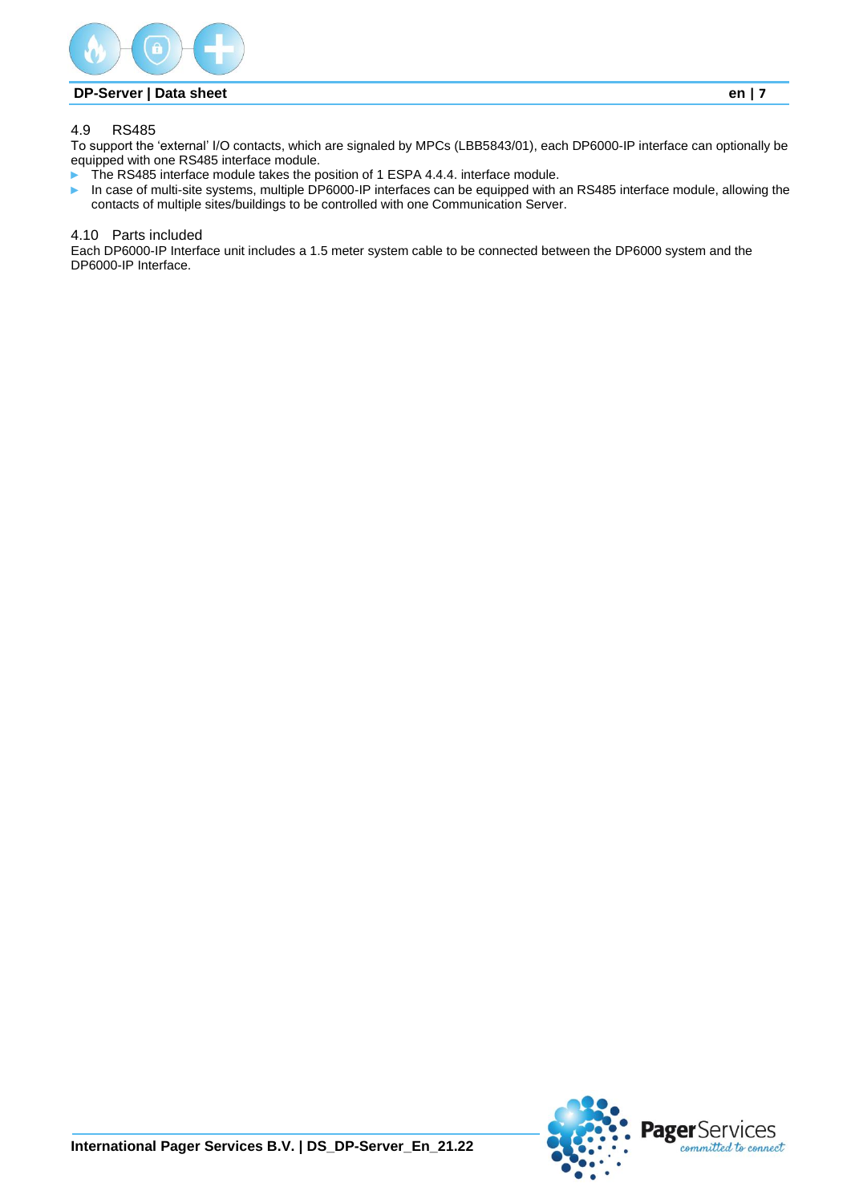### 4.9 RS485

To support the 'external' I/O contacts, which are signaled by MPCs (LBB5843/01), each DP6000-IP interface can optionally be equipped with one RS485 interface module.

- The RS485 interface module takes the position of 1 ESPA 4.4.4. interface module.
- In case of multi-site systems, multiple DP6000-IP interfaces can be equipped with an RS485 interface module, allowing the contacts of multiple sites/buildings to be controlled with one Communication Server.

### 4.10 Parts included

Each DP6000-IP Interface unit includes a 1.5 meter system cable to be connected between the DP6000 system and the DP6000-IP Interface.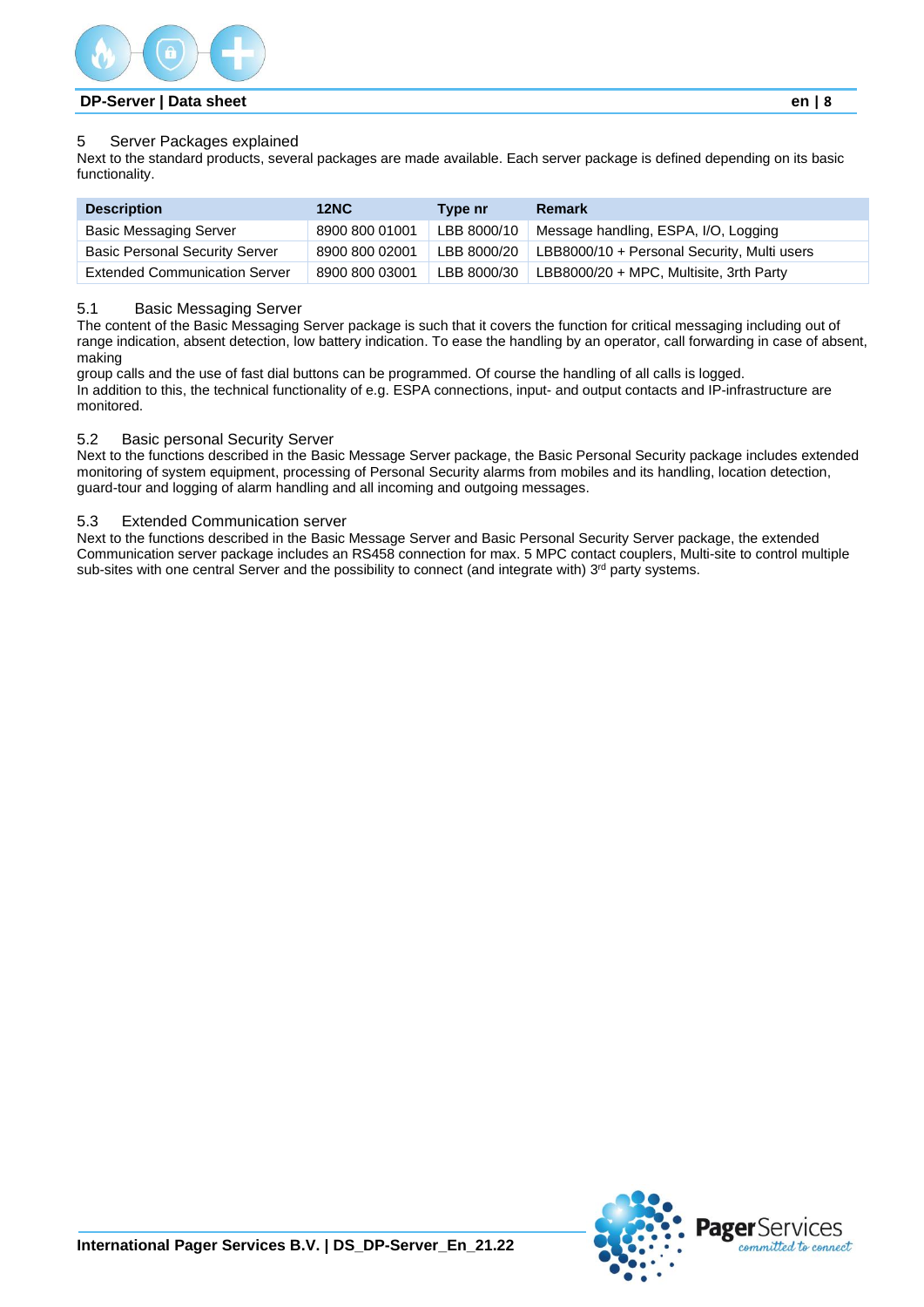## 5 Server Packages explained

Next to the standard products, several packages are made available. Each server package is defined depending on its basic functionality.

| Description | 12NC | Type nr | Remark |
|---|---|---|---|
| Basic Messaging Server | 8900 800 01001 | LBB 8000/10 | Message handling, ESPA, I/O, Logging |
| Basic Personal Security Server | 8900 800 02001 | LBB 8000/20 | LBB8000/10 + Personal Security, Multi users |
| Extended Communication Server | 8900 800 03001 | LBB 8000/30 | LBB8000/20 + MPC, Multisite, 3rth Party |

### 5.1 Basic Messaging Server

The content of the Basic Messaging Server package is such that it covers the function for critical messaging including out of range indication, absent detection, low battery indication. To ease the handling by an operator, call forwarding in case of absent, making
group calls and the use of fast dial buttons can be programmed. Of course the handling of all calls is logged.
In addition to this, the technical functionality of e.g. ESPA connections, input- and output contacts and IP-infrastructure are monitored.

### 5.2 Basic personal Security Server

Next to the functions described in the Basic Message Server package, the Basic Personal Security package includes extended monitoring of system equipment, processing of Personal Security alarms from mobiles and its handling, location detection, guard-tour and logging of alarm handling and all incoming and outgoing messages.

### 5.3 Extended Communication server

Next to the functions described in the Basic Message Server and Basic Personal Security Server package, the extended Communication server package includes an RS458 connection for max. 5 MPC contact couplers, Multi-site to control multiple sub-sites with one central Server and the possibility to connect (and integrate with) 3rd party systems.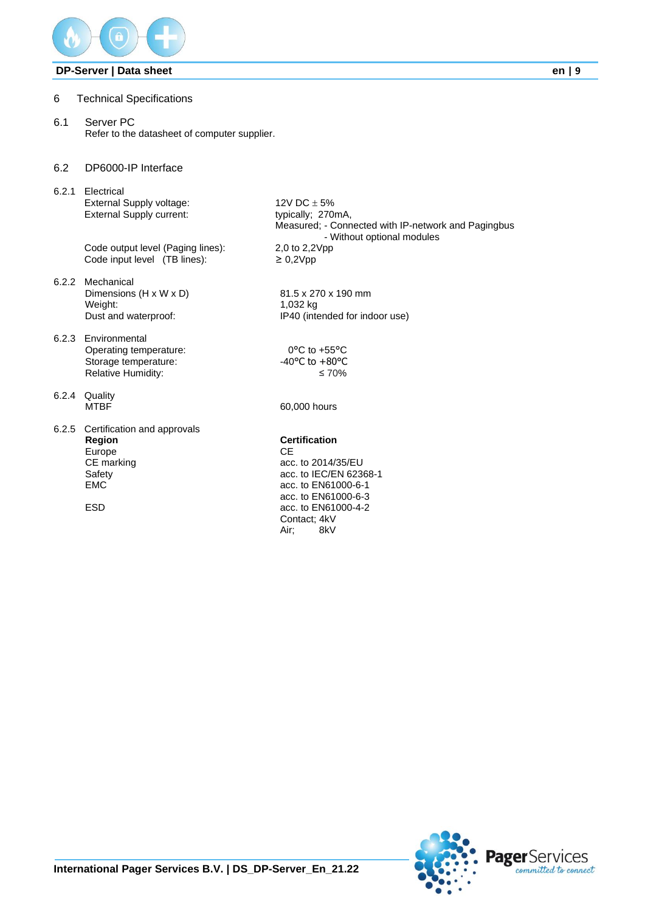# 6 Technical Specifications

## 6.1 Server PC

Refer to the datasheet of computer supplier.

## 6.2 DP6000-IP Interface

### 6.2.1 Electrical

| | |
|---|---|
| External Supply voltage: | 12V DC ± 5% |
| External Supply current: | typically; 270mA,<br>Measured; - Connected with IP-network and Pagingbus<br>- Without optional modules |
| Code output level (Paging lines): | 2,0 to 2,2Vpp |
| Code input level (TB lines): | ≥ 0,2Vpp |

### 6.2.2 Mechanical

| | |
|---|---|
| Dimensions (H x W x D) | 81.5 x 270 x 190 mm |
| Weight: | 1,032 kg |
| Dust and waterproof: | IP40 (intended for indoor use) |

### 6.2.3 Environmental

| | |
|---|---|
| Operating temperature: | 0°C to +55°C |
| Storage temperature: | -40°C to +80°C |
| Relative Humidity: | ≤ 70% |

### 6.2.4 Quality

| | |
|---|---|
| MTBF | 60,000 hours |

### 6.2.5 Certification and approvals

| **Region** | **Certification** |
|---|---|
| Europe | CE |
| CE marking | acc. to 2014/35/EU |
| Safety | acc. to IEC/EN 62368-1 |
| EMC | acc. to EN61000-6-1<br>acc. to EN61000-6-3 |
| ESD | acc. to EN61000-4-2<br>Contact; 4kV<br>Air; 8kV |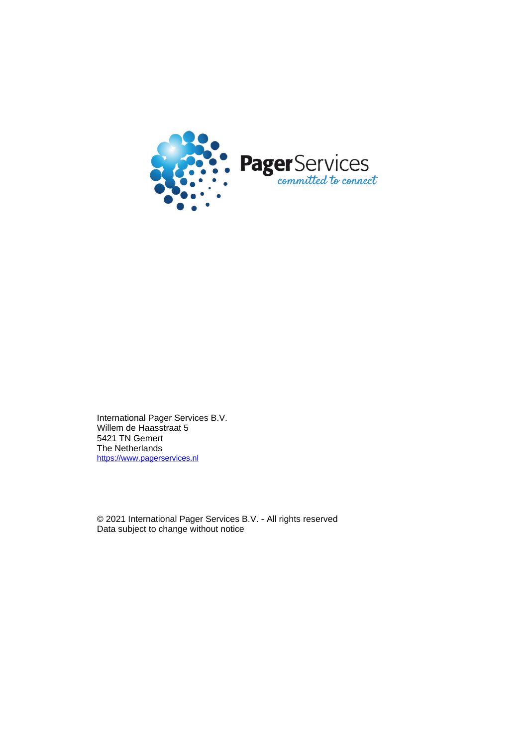PagerServices
committed to connect

International Pager Services B.V.
Willem de Haasstraat 5
5421 TN Gemert
The Netherlands
https://www.pagerservices.nl

© 2021 International Pager Services B.V. - All rights reserved
Data subject to change without notice